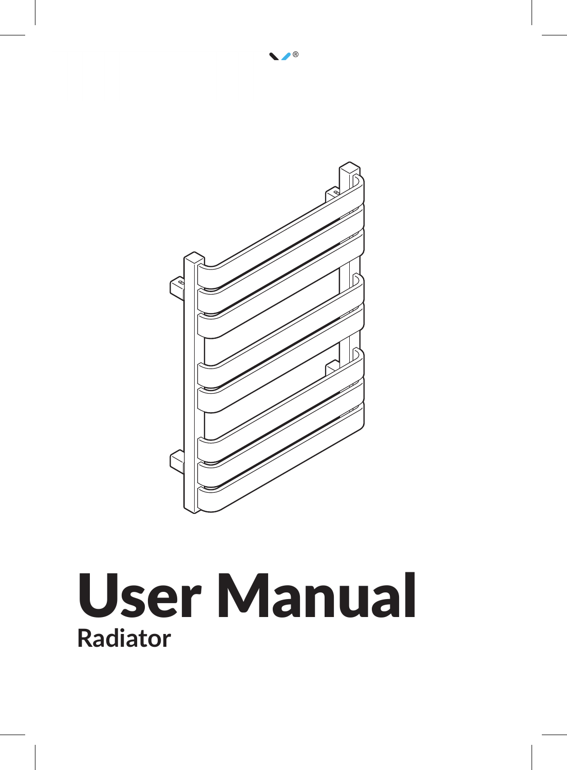# User Manual

## Radiator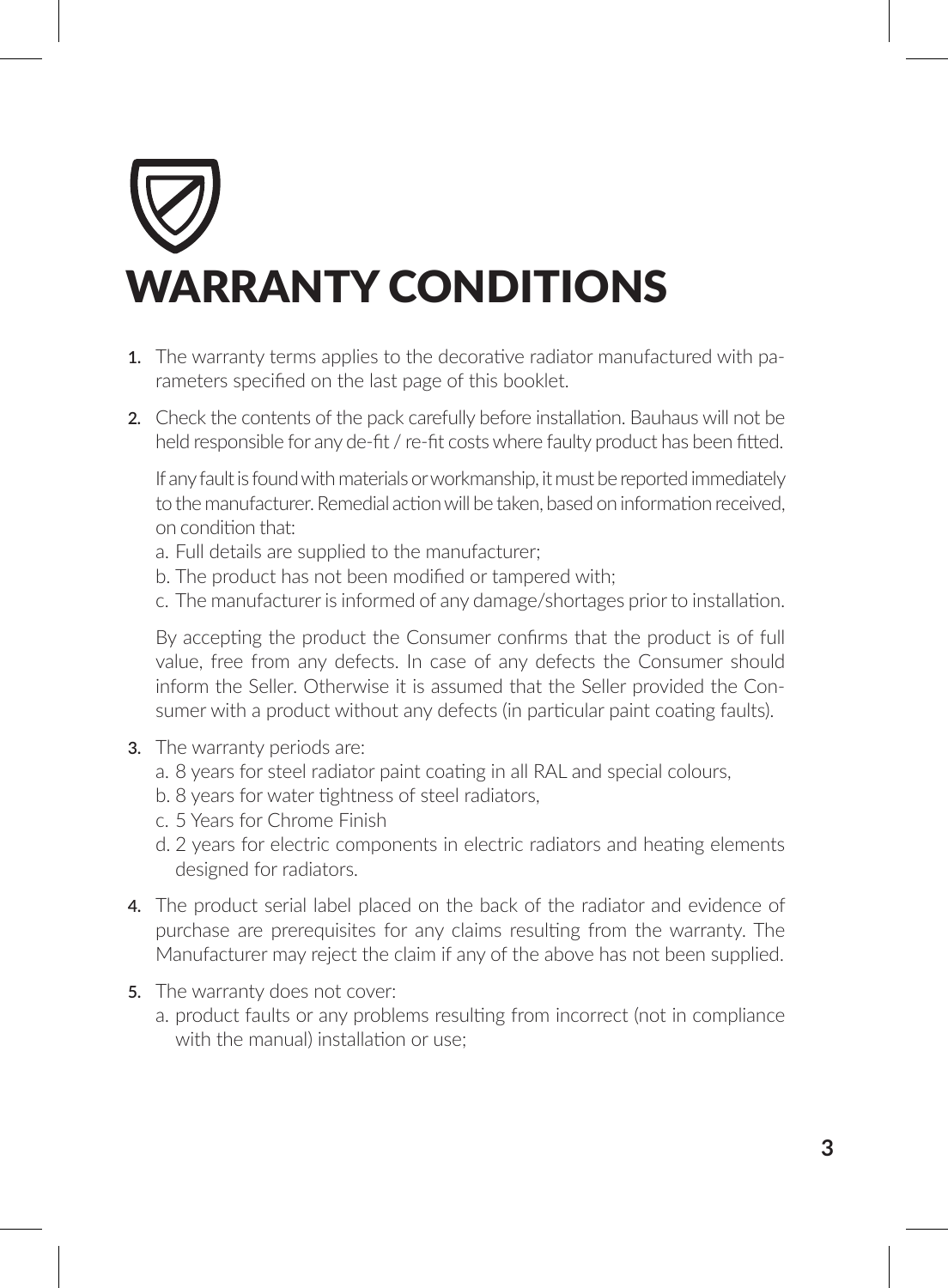# WARRANTY CONDITIONS

1. The warranty terms applies to the decorative radiator manufactured with parameters specified on the last page of this booklet.

2. Check the contents of the pack carefully before installation. Bauhaus will not be held responsible for any de-fit / re-fit costs where faulty product has been fitted.

   If any fault is found with materials or workmanship, it must be reported immediately to the manufacturer. Remedial action will be taken, based on information received, on condition that:

   a. Full details are supplied to the manufacturer;
   b. The product has not been modified or tampered with;
   c. The manufacturer is informed of any damage/shortages prior to installation.

   By accepting the product the Consumer confirms that the product is of full value, free from any defects. In case of any defects the Consumer should inform the Seller. Otherwise it is assumed that the Seller provided the Consumer with a product without any defects (in particular paint coating faults).

3. The warranty periods are:

   a. 8 years for steel radiator paint coating in all RAL and special colours,
   b. 8 years for water tightness of steel radiators,
   c. 5 Years for Chrome Finish
   d. 2 years for electric components in electric radiators and heating elements designed for radiators.

4. The product serial label placed on the back of the radiator and evidence of purchase are prerequisites for any claims resulting from the warranty. The Manufacturer may reject the claim if any of the above has not been supplied.

5. The warranty does not cover:

   a. product faults or any problems resulting from incorrect (not in compliance with the manual) installation or use;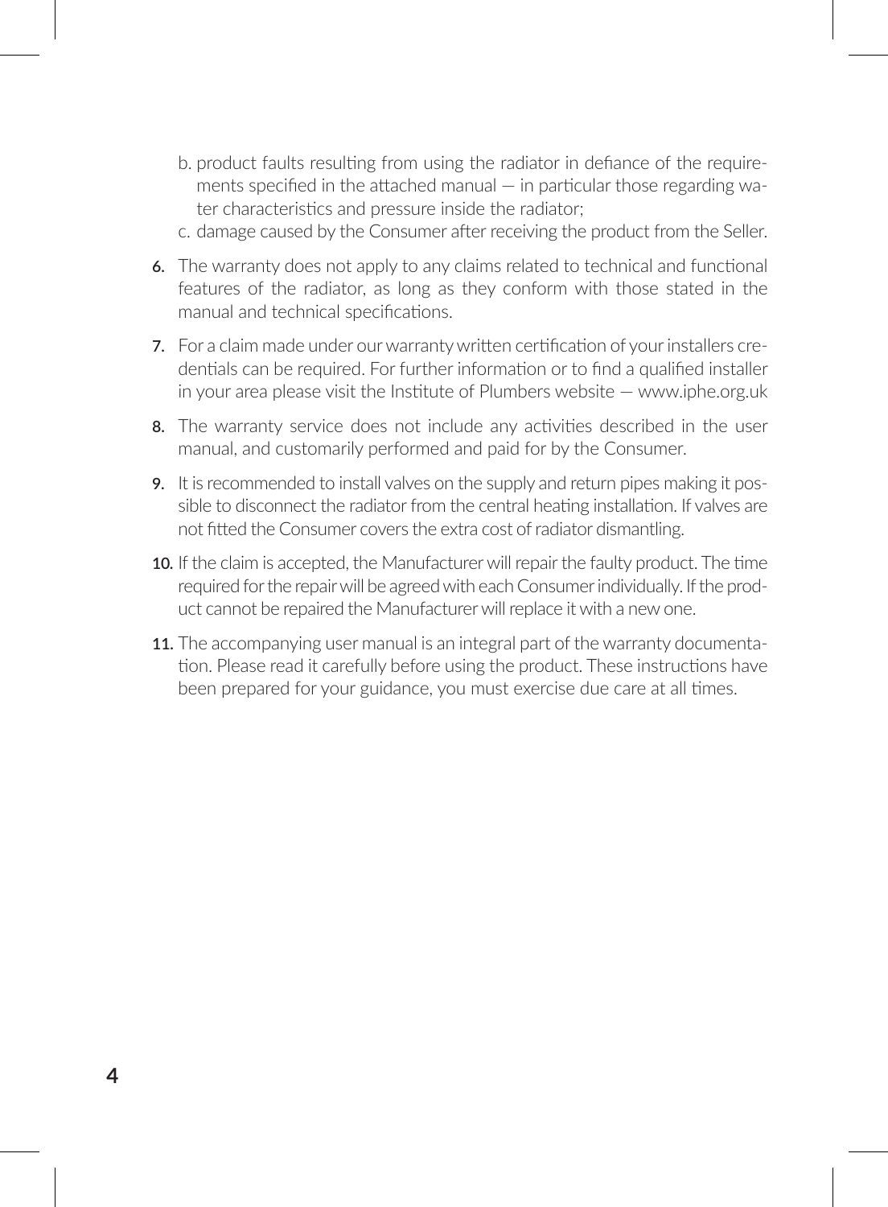b. product faults resulting from using the radiator in defiance of the requirements specified in the attached manual — in particular those regarding water characteristics and pressure inside the radiator;

c. damage caused by the Consumer after receiving the product from the Seller.

**6.** The warranty does not apply to any claims related to technical and functional features of the radiator, as long as they conform with those stated in the manual and technical specifications.

**7.** For a claim made under our warranty written certification of your installers credentials can be required. For further information or to find a qualified installer in your area please visit the Institute of Plumbers website — www.iphe.org.uk

**8.** The warranty service does not include any activities described in the user manual, and customarily performed and paid for by the Consumer.

**9.** It is recommended to install valves on the supply and return pipes making it possible to disconnect the radiator from the central heating installation. If valves are not fitted the Consumer covers the extra cost of radiator dismantling.

**10.** If the claim is accepted, the Manufacturer will repair the faulty product. The time required for the repair will be agreed with each Consumer individually. If the product cannot be repaired the Manufacturer will replace it with a new one.

**11.** The accompanying user manual is an integral part of the warranty documentation. Please read it carefully before using the product. These instructions have been prepared for your guidance, you must exercise due care at all times.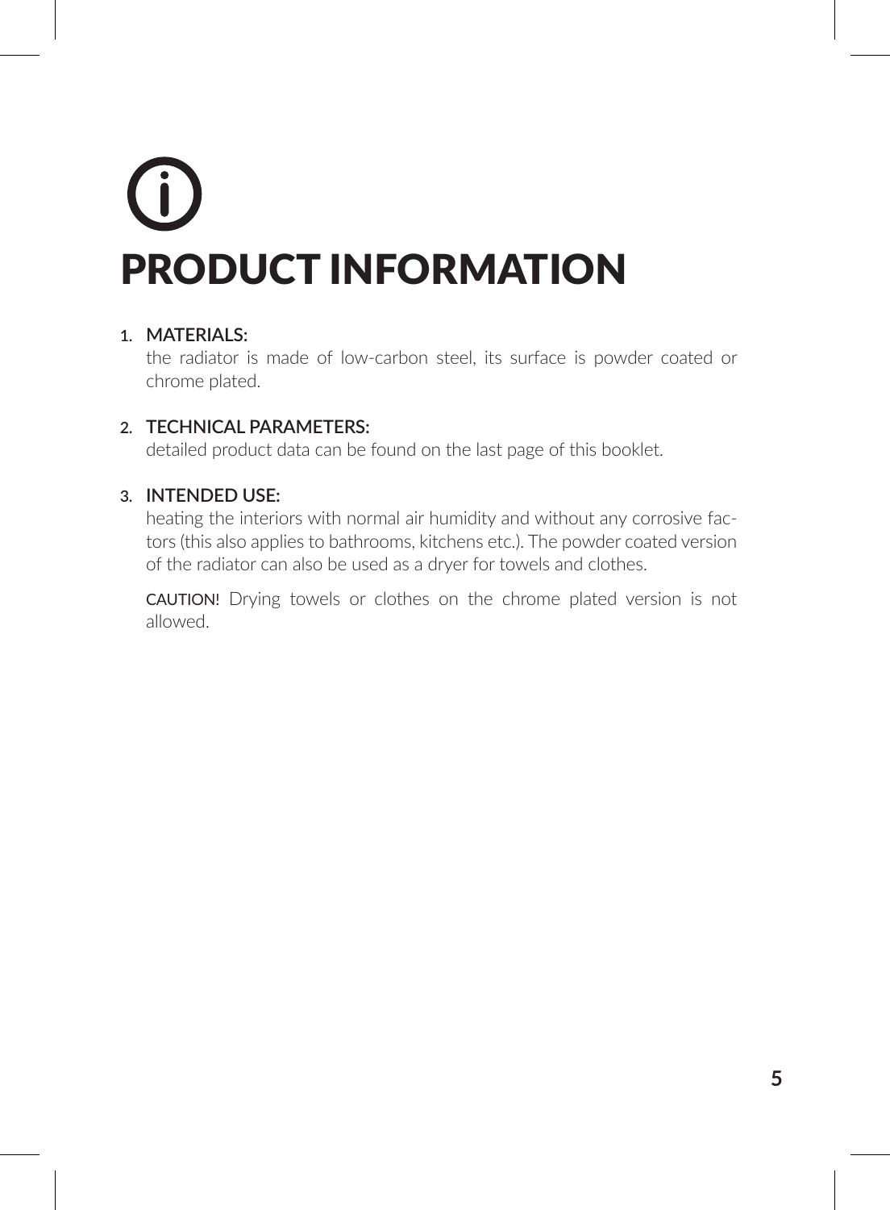# PRODUCT INFORMATION

1. **MATERIALS:**
   the radiator is made of low-carbon steel, its surface is powder coated or chrome plated.

2. **TECHNICAL PARAMETERS:**
   detailed product data can be found on the last page of this booklet.

3. **INTENDED USE:**
   heating the interiors with normal air humidity and without any corrosive factors (this also applies to bathrooms, kitchens etc.). The powder coated version of the radiator can also be used as a dryer for towels and clothes.

   **CAUTION!** Drying towels or clothes on the chrome plated version is not allowed.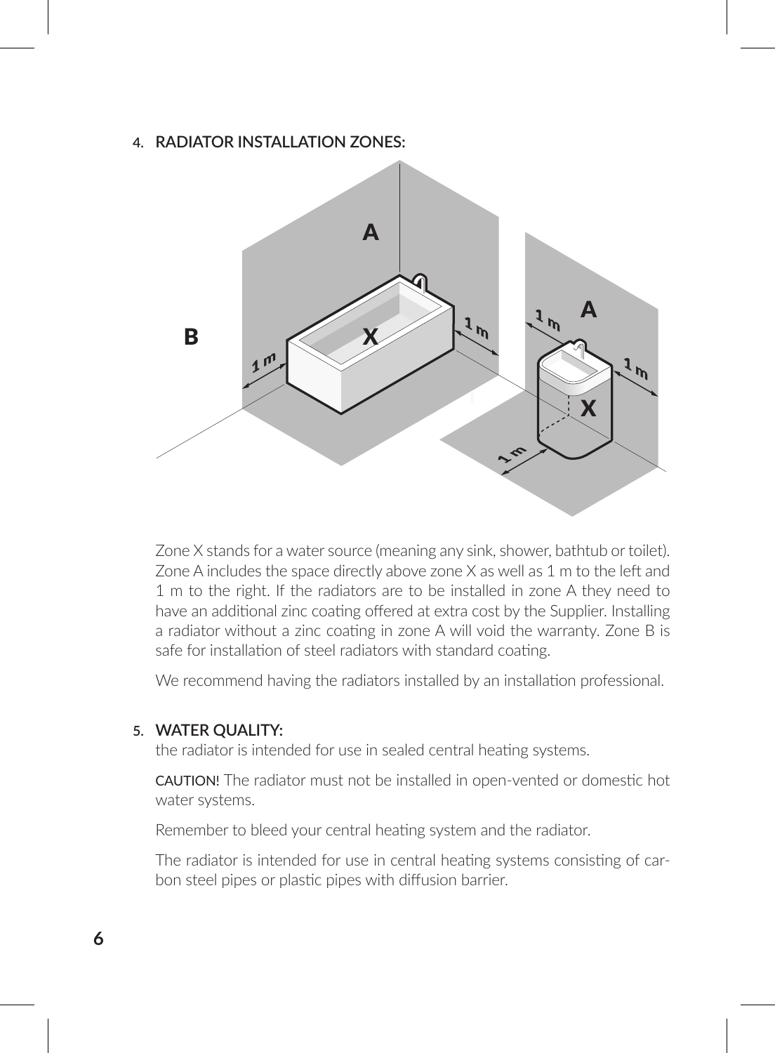4. **RADIATOR INSTALLATION ZONES:**

Zone X stands for a water source (meaning any sink, shower, bathtub or toilet). Zone A includes the space directly above zone X as well as 1 m to the left and 1 m to the right. If the radiators are to be installed in zone A they need to have an additional zinc coating offered at extra cost by the Supplier. Installing a radiator without a zinc coating in zone A will void the warranty. Zone B is safe for installation of steel radiators with standard coating.

We recommend having the radiators installed by an installation professional.

5. **WATER QUALITY:**

the radiator is intended for use in sealed central heating systems.

CAUTION! The radiator must not be installed in open-vented or domestic hot water systems.

Remember to bleed your central heating system and the radiator.

The radiator is intended for use in central heating systems consisting of carbon steel pipes or plastic pipes with diffusion barrier.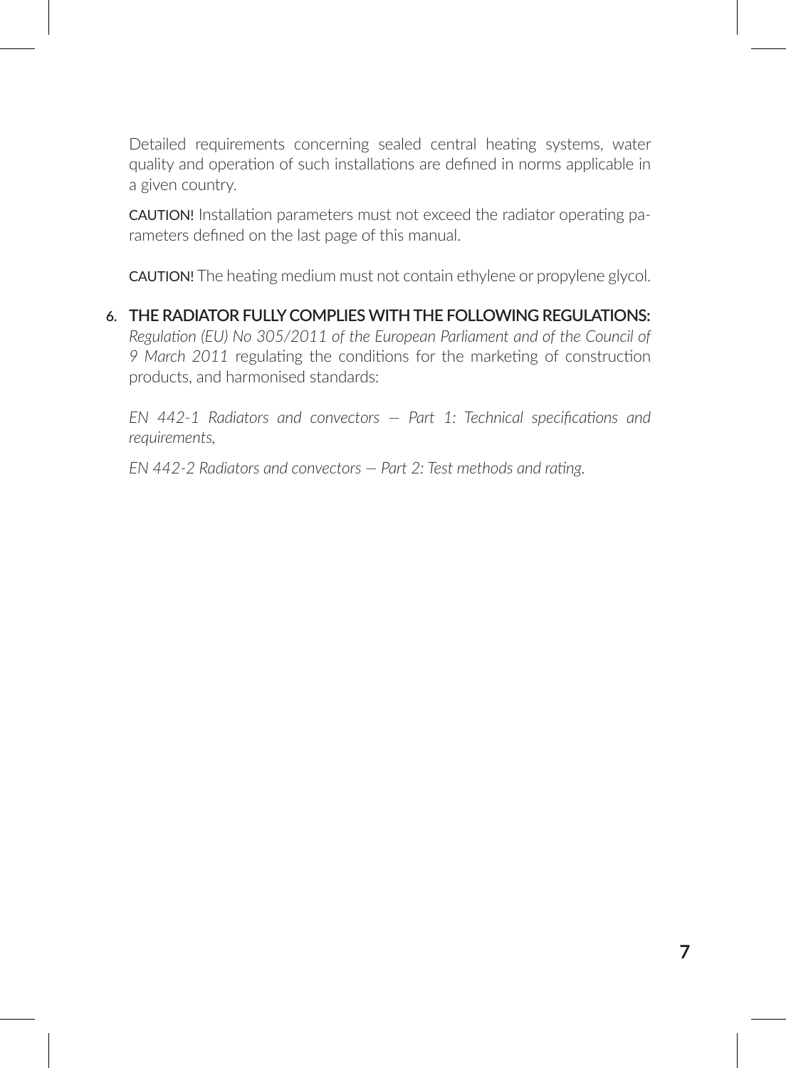Detailed requirements concerning sealed central heating systems, water quality and operation of such installations are defined in norms applicable in a given country.

**CAUTION!** Installation parameters must not exceed the radiator operating parameters defined on the last page of this manual.

**CAUTION!** The heating medium must not contain ethylene or propylene glycol.

## 6. THE RADIATOR FULLY COMPLIES WITH THE FOLLOWING REGULATIONS:

*Regulation (EU) No 305/2011 of the European Parliament and of the Council of 9 March 2011* regulating the conditions for the marketing of construction products, and harmonised standards:

*EN 442-1 Radiators and convectors – Part 1: Technical specifications and requirements,*

*EN 442-2 Radiators and convectors – Part 2: Test methods and rating.*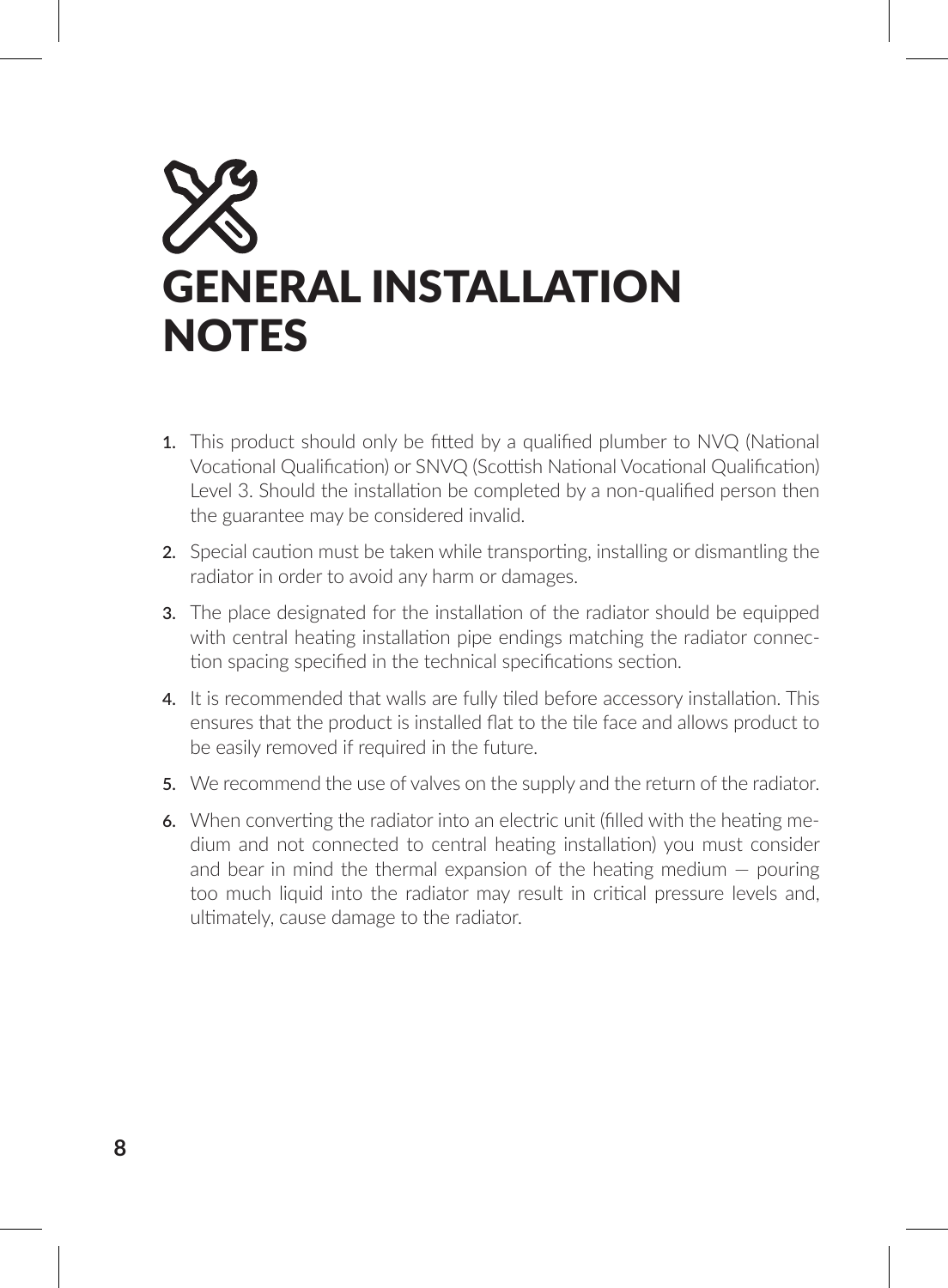# GENERAL INSTALLATION NOTES

1. This product should only be fitted by a qualified plumber to NVQ (National Vocational Qualification) or SNVQ (Scottish National Vocational Qualification) Level 3. Should the installation be completed by a non-qualified person then the guarantee may be considered invalid.
2. Special caution must be taken while transporting, installing or dismantling the radiator in order to avoid any harm or damages.
3. The place designated for the installation of the radiator should be equipped with central heating installation pipe endings matching the radiator connection spacing specified in the technical specifications section.
4. It is recommended that walls are fully tiled before accessory installation. This ensures that the product is installed flat to the tile face and allows product to be easily removed if required in the future.
5. We recommend the use of valves on the supply and the return of the radiator.
6. When converting the radiator into an electric unit (filled with the heating medium and not connected to central heating installation) you must consider and bear in mind the thermal expansion of the heating medium – pouring too much liquid into the radiator may result in critical pressure levels and, ultimately, cause damage to the radiator.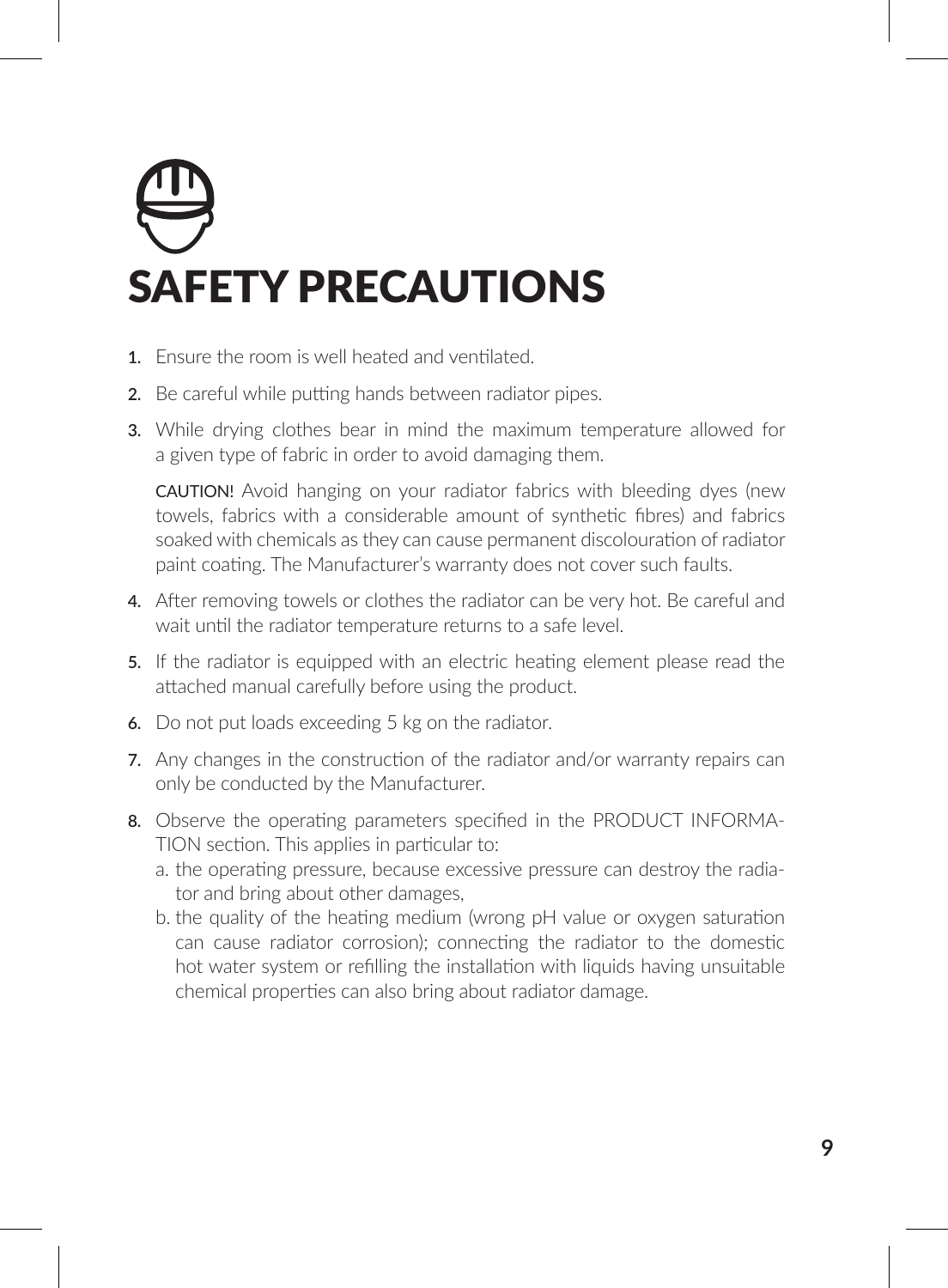# SAFETY PRECAUTIONS

1. Ensure the room is well heated and ventilated.
2. Be careful while putting hands between radiator pipes.
3. While drying clothes bear in mind the maximum temperature allowed for a given type of fabric in order to avoid damaging them.

   CAUTION! Avoid hanging on your radiator fabrics with bleeding dyes (new towels, fabrics with a considerable amount of synthetic fibres) and fabrics soaked with chemicals as they can cause permanent discolouration of radiator paint coating. The Manufacturer's warranty does not cover such faults.

4. After removing towels or clothes the radiator can be very hot. Be careful and wait until the radiator temperature returns to a safe level.
5. If the radiator is equipped with an electric heating element please read the attached manual carefully before using the product.
6. Do not put loads exceeding 5 kg on the radiator.
7. Any changes in the construction of the radiator and/or warranty repairs can only be conducted by the Manufacturer.
8. Observe the operating parameters specified in the PRODUCT INFORMATION section. This applies in particular to:
   a. the operating pressure, because excessive pressure can destroy the radiator and bring about other damages,
   b. the quality of the heating medium (wrong pH value or oxygen saturation can cause radiator corrosion); connecting the radiator to the domestic hot water system or refilling the installation with liquids having unsuitable chemical properties can also bring about radiator damage.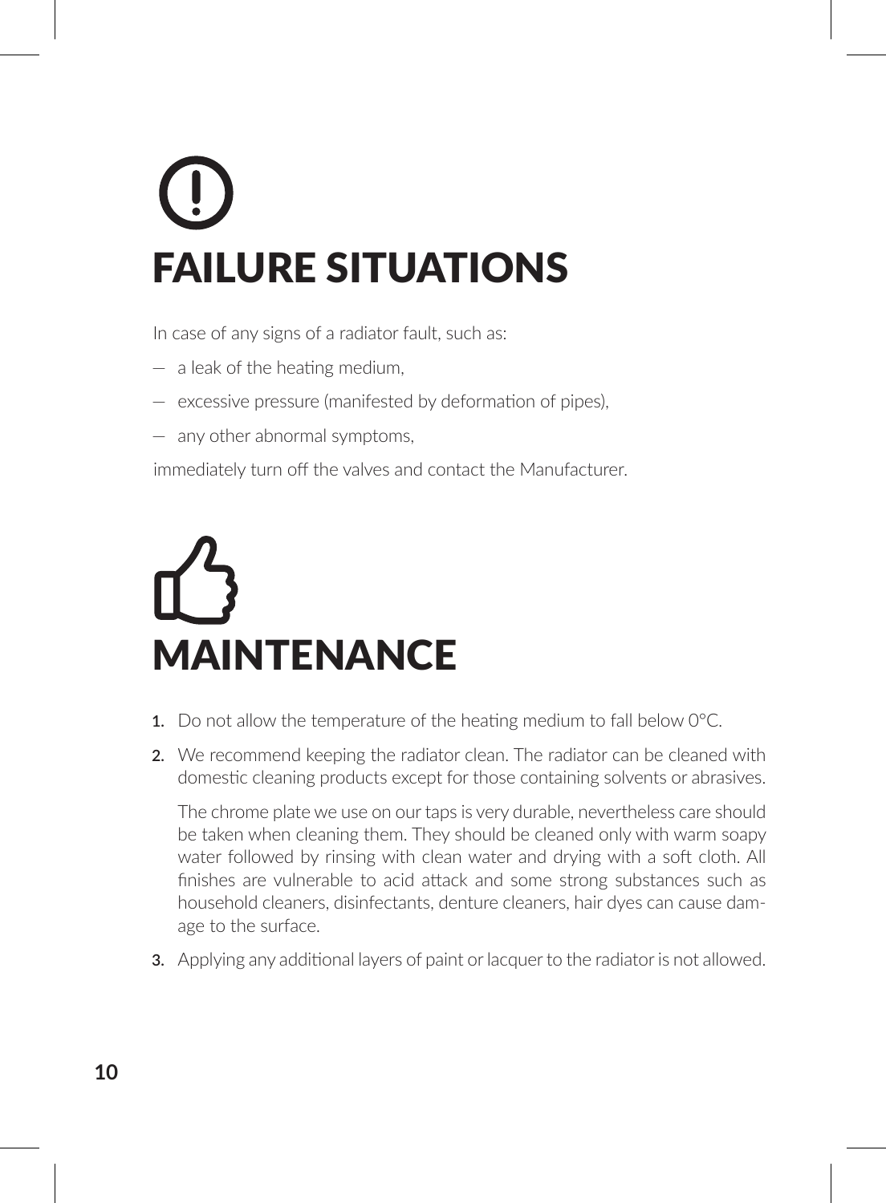# FAILURE SITUATIONS

In case of any signs of a radiator fault, such as:

- a leak of the heating medium,
- excessive pressure (manifested by deformation of pipes),
- any other abnormal symptoms,

immediately turn off the valves and contact the Manufacturer.

# MAINTENANCE

1. Do not allow the temperature of the heating medium to fall below 0°C.
2. We recommend keeping the radiator clean. The radiator can be cleaned with domestic cleaning products except for those containing solvents or abrasives.

   The chrome plate we use on our taps is very durable, nevertheless care should be taken when cleaning them. They should be cleaned only with warm soapy water followed by rinsing with clean water and drying with a soft cloth. All finishes are vulnerable to acid attack and some strong substances such as household cleaners, disinfectants, denture cleaners, hair dyes can cause damage to the surface.
3. Applying any additional layers of paint or lacquer to the radiator is not allowed.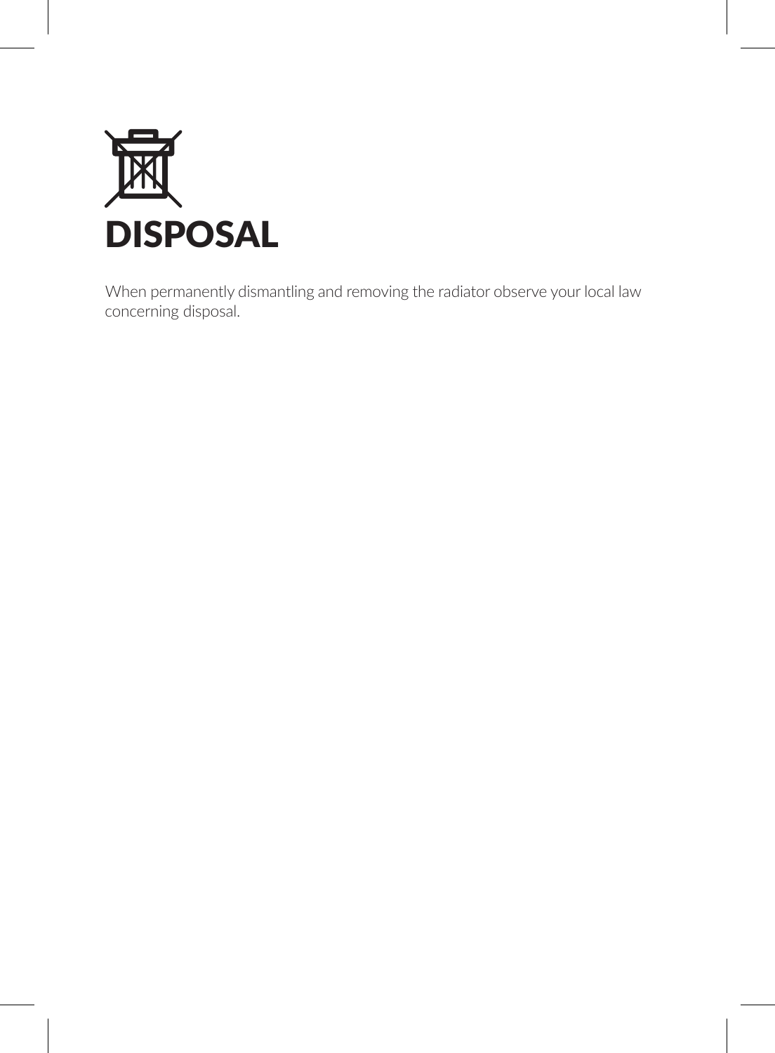# DISPOSAL

When permanently dismantling and removing the radiator observe your local law concerning disposal.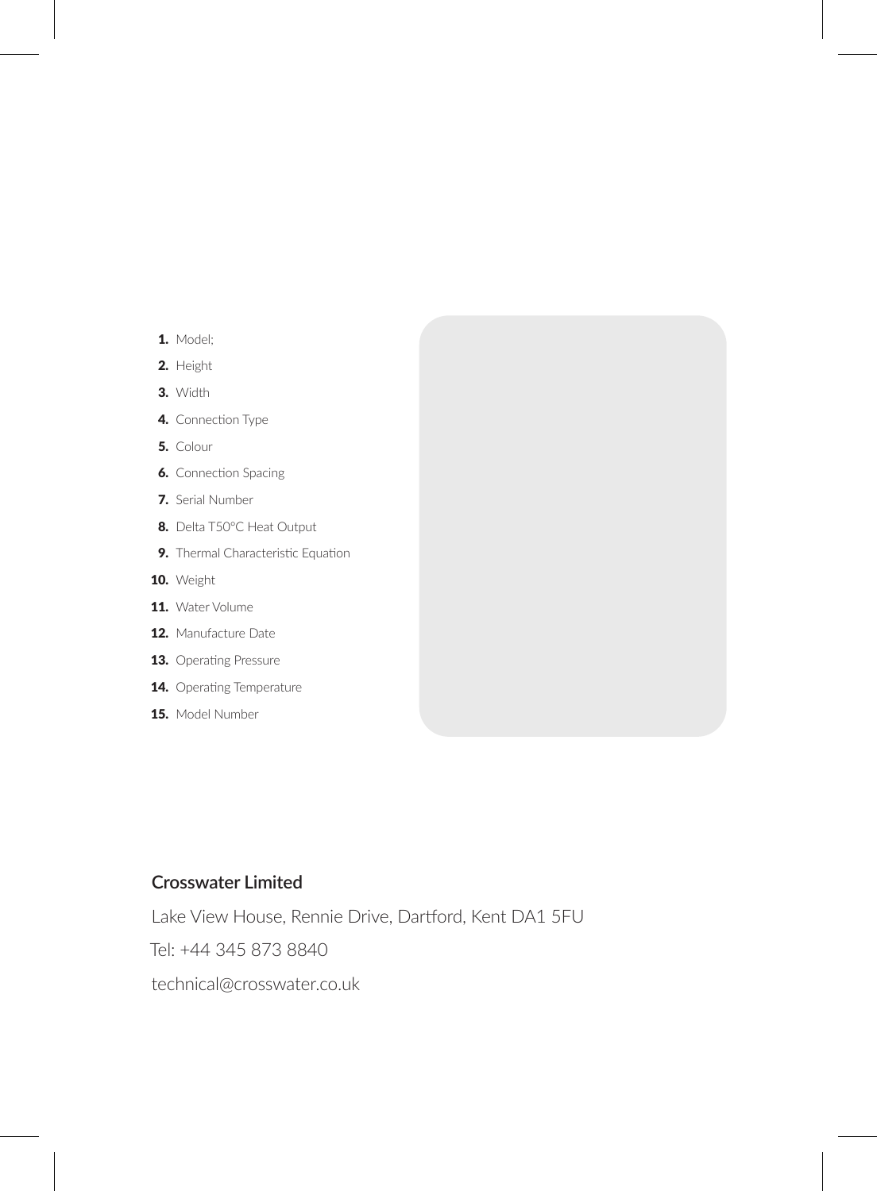1. Model;
2. Height
3. Width
4. Connection Type
5. Colour
6. Connection Spacing
7. Serial Number
8. Delta T50°C Heat Output
9. Thermal Characteristic Equation
10. Weight
11. Water Volume
12. Manufacture Date
13. Operating Pressure
14. Operating Temperature
15. Model Number

**Crosswater Limited**

Lake View House, Rennie Drive, Dartford, Kent DA1 5FU

Tel: +44 345 873 8840

technical@crosswater.co.uk